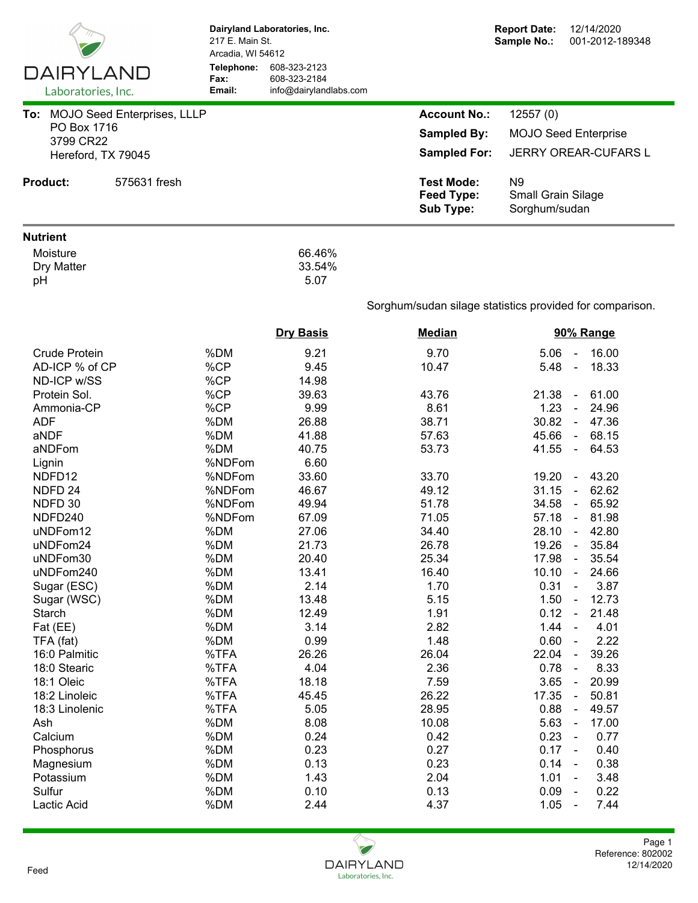**Dairyland Laboratories, Inc.**
217 E. Main St.
Arcadia, WI 54612
**Telephone:** 608-323-2123
**Fax:** 608-323-2184
**Email:** info@dairylandlabs.com

**Report Date:** 12/14/2020
**Sample No.:** 001-2012-189348

**To:** MOJO Seed Enterprises, LLLP
PO Box 1716
3799 CR22
Hereford, TX 79045

**Account No.:** 12557 (0)
**Sampled By:** MOJO Seed Enterprise
**Sampled For:** JERRY OREAR-CUFARS L

**Product:** 575631 fresh

**Test Mode:** N9
**Feed Type:** Small Grain Silage
**Sub Type:** Sorghum/sudan

**Nutrient**

| | |
|---|---|
| Moisture | 66.46% |
| Dry Matter | 33.54% |
| pH | 5.07 |

Sorghum/sudan silage statistics provided for comparison.

| Nutrient | Unit | Dry Basis | Median | 90% Range |
|---|---|---|---|---|
| Crude Protein | %DM | 9.21 | 9.70 | 5.06 - 16.00 |
| AD-ICP % of CP | %CP | 9.45 | 10.47 | 5.48 - 18.33 |
| ND-ICP w/SS | %CP | 14.98 | | |
| Protein Sol. | %CP | 39.63 | 43.76 | 21.38 - 61.00 |
| Ammonia-CP | %CP | 9.99 | 8.61 | 1.23 - 24.96 |
| ADF | %DM | 26.88 | 38.71 | 30.82 - 47.36 |
| aNDF | %DM | 41.88 | 57.63 | 45.66 - 68.15 |
| aNDFom | %DM | 40.75 | 53.73 | 41.55 - 64.53 |
| Lignin | %NDFom | 6.60 | | |
| NDFD12 | %NDFom | 33.60 | 33.70 | 19.20 - 43.20 |
| NDFD 24 | %NDFom | 46.67 | 49.12 | 31.15 - 62.62 |
| NDFD 30 | %NDFom | 49.94 | 51.78 | 34.58 - 65.92 |
| NDFD240 | %NDFom | 67.09 | 71.05 | 57.18 - 81.98 |
| uNDFom12 | %DM | 27.06 | 34.40 | 28.10 - 42.80 |
| uNDFom24 | %DM | 21.73 | 26.78 | 19.26 - 35.84 |
| uNDFom30 | %DM | 20.40 | 25.34 | 17.98 - 35.54 |
| uNDFom240 | %DM | 13.41 | 16.40 | 10.10 - 24.66 |
| Sugar (ESC) | %DM | 2.14 | 1.70 | 0.31 - 3.87 |
| Sugar (WSC) | %DM | 13.48 | 5.15 | 1.50 - 12.73 |
| Starch | %DM | 12.49 | 1.91 | 0.12 - 21.48 |
| Fat (EE) | %DM | 3.14 | 2.82 | 1.44 - 4.01 |
| TFA (fat) | %DM | 0.99 | 1.48 | 0.60 - 2.22 |
| 16:0 Palmitic | %TFA | 26.26 | 26.04 | 22.04 - 39.26 |
| 18:0 Stearic | %TFA | 4.04 | 2.36 | 0.78 - 8.33 |
| 18:1 Oleic | %TFA | 18.18 | 7.59 | 3.65 - 20.99 |
| 18:2 Linoleic | %TFA | 45.45 | 26.22 | 17.35 - 50.81 |
| 18:3 Linolenic | %TFA | 5.05 | 28.95 | 0.88 - 49.57 |
| Ash | %DM | 8.08 | 10.08 | 5.63 - 17.00 |
| Calcium | %DM | 0.24 | 0.42 | 0.23 - 0.77 |
| Phosphorus | %DM | 0.23 | 0.27 | 0.17 - 0.40 |
| Magnesium | %DM | 0.13 | 0.23 | 0.14 - 0.38 |
| Potassium | %DM | 1.43 | 2.04 | 1.01 - 3.48 |
| Sulfur | %DM | 0.10 | 0.13 | 0.09 - 0.22 |
| Lactic Acid | %DM | 2.44 | 4.37 | 1.05 - 7.44 |

Feed

Reference: 802002
12/14/2020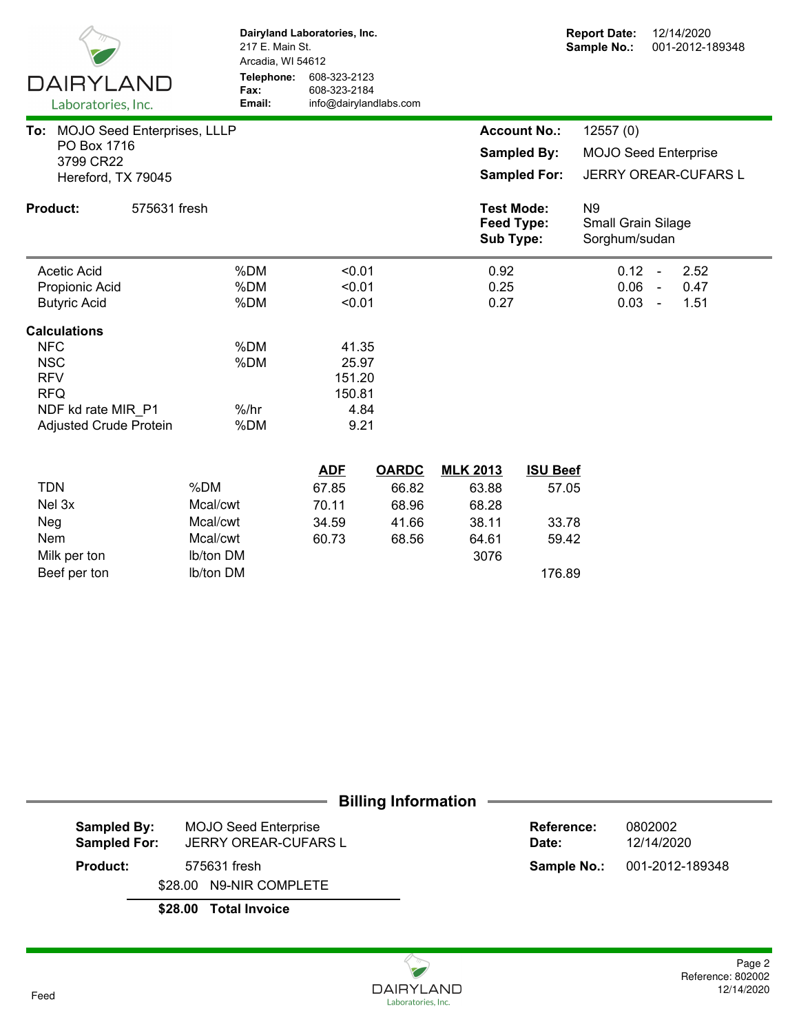Dairyland Laboratories, Inc.
217 E. Main St.
Arcadia, WI 54612
**Telephone:** 608-323-2123
**Fax:** 608-323-2184
**Email:** info@dairylandlabs.com

**Report Date:** 12/14/2020
**Sample No.:** 001-2012-189348

**To:** MOJO Seed Enterprises, LLLP
PO Box 1716
3799 CR22
Hereford, TX 79045

**Account No.:** 12557 (0)
**Sampled By:** MOJO Seed Enterprise
**Sampled For:** JERRY OREAR-CUFARS L

**Product:** 575631 fresh

**Test Mode:** N9
**Feed Type:** Small Grain Silage
**Sub Type:** Sorghum/sudan

| | | | | |
|---|---|---|---|---|
| Acetic Acid | %DM | <0.01 | 0.92 | 0.12 - 2.52 |
| Propionic Acid | %DM | <0.01 | 0.25 | 0.06 - 0.47 |
| Butyric Acid | %DM | <0.01 | 0.27 | 0.03 - 1.51 |

**Calculations**

| | | |
|---|---|---|
| NFC | %DM | 41.35 |
| NSC | %DM | 25.97 |
| RFV | | 151.20 |
| RFQ | | 150.81 |
| NDF kd rate MIR_P1 | %/hr | 4.84 |
| Adjusted Crude Protein | %DM | 9.21 |

| | | ADF | OARDC | MLK 2013 | ISU Beef |
|---|---|---|---|---|---|
| TDN | %DM | 67.85 | 66.82 | 63.88 | 57.05 |
| Nel 3x | Mcal/cwt | 70.11 | 68.96 | 68.28 | |
| Neg | Mcal/cwt | 34.59 | 41.66 | 38.11 | 33.78 |
| Nem | Mcal/cwt | 60.73 | 68.56 | 64.61 | 59.42 |
| Milk per ton | lb/ton DM | | | 3076 | |
| Beef per ton | lb/ton DM | | | | 176.89 |

## Billing Information

**Sampled By:** MOJO Seed Enterprise
**Sampled For:** JERRY OREAR-CUFARS L
**Product:** 575631 fresh

$28.00 N9-NIR COMPLETE

**$28.00 Total Invoice**

**Reference:** 0802002
**Date:** 12/14/2020
**Sample No.:** 001-2012-189348

Feed